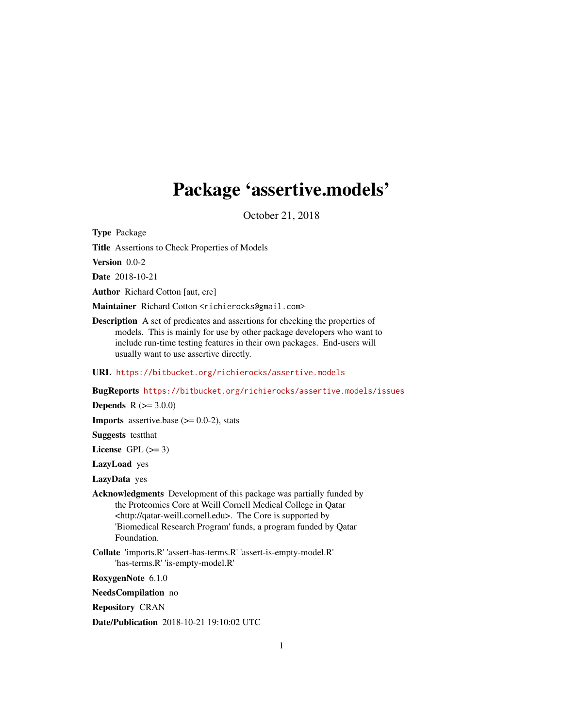# Package 'assertive.models'

October 21, 2018

**Type** Package

**Title** Assertions to Check Properties of Models

**Version** 0.0-2

**Date** 2018-10-21

**Author** Richard Cotton [aut, cre]

**Maintainer** Richard Cotton <richierocks@gmail.com>

**Description** A set of predicates and assertions for checking the properties of models. This is mainly for use by other package developers who want to include run-time testing features in their own packages. End-users will usually want to use assertive directly.

**URL** https://bitbucket.org/richierocks/assertive.models

**BugReports** https://bitbucket.org/richierocks/assertive.models/issues

**Depends** R (>= 3.0.0)

**Imports** assertive.base (>= 0.0-2), stats

**Suggests** testthat

**License** GPL (>= 3)

**LazyLoad** yes

**LazyData** yes

**Acknowledgments** Development of this package was partially funded by the Proteomics Core at Weill Cornell Medical College in Qatar <http://qatar-weill.cornell.edu>. The Core is supported by 'Biomedical Research Program' funds, a program funded by Qatar Foundation.

**Collate** 'imports.R' 'assert-has-terms.R' 'assert-is-empty-model.R' 'has-terms.R' 'is-empty-model.R'

**RoxygenNote** 6.1.0

**NeedsCompilation** no

**Repository** CRAN

**Date/Publication** 2018-10-21 19:10:02 UTC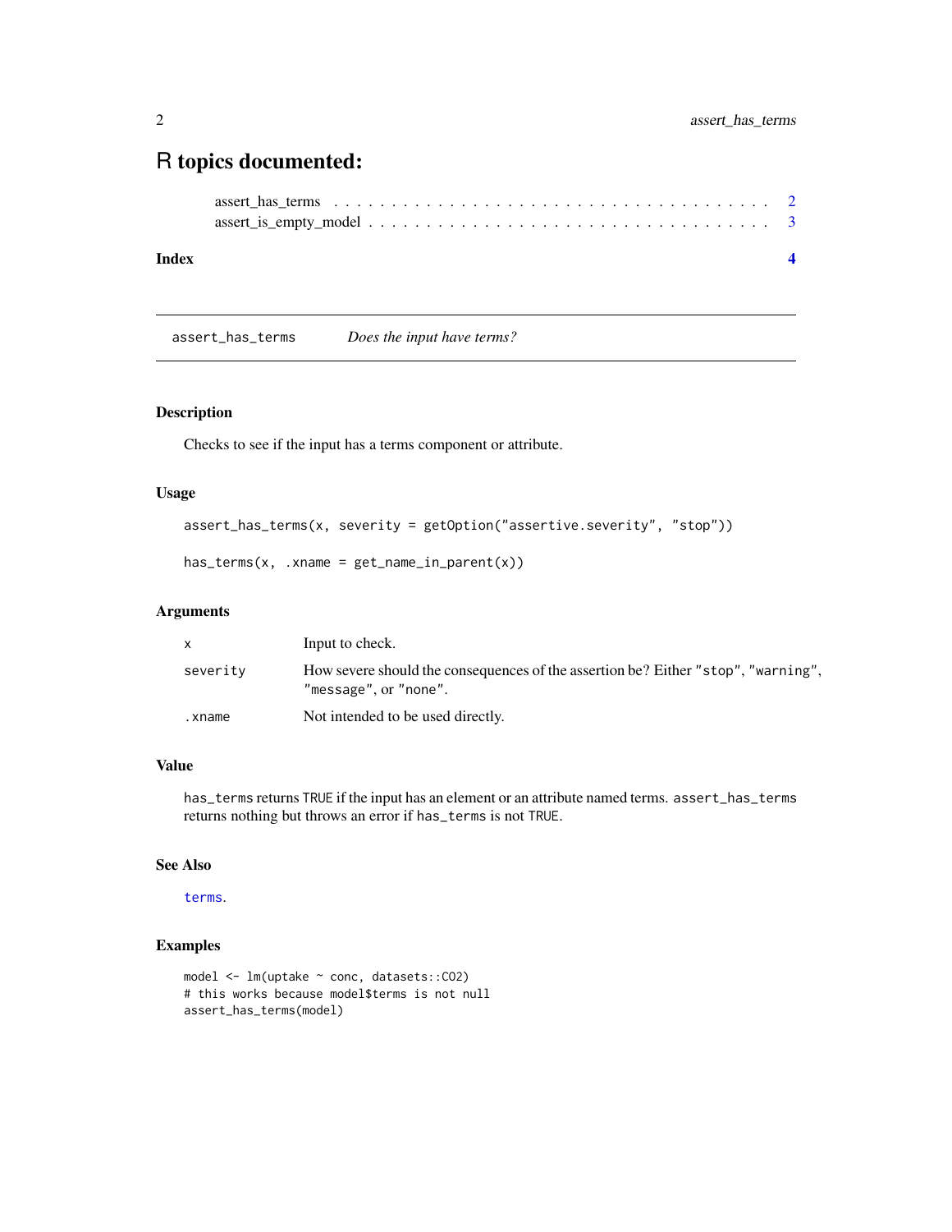# R topics documented:

assert_has_terms . . . . . . . . . . . . . . . . . . . . . . . . . . . . . . . . . . . . 2
assert_is_empty_model . . . . . . . . . . . . . . . . . . . . . . . . . . . . . . . . . 3

**Index** **4**

---

`assert_has_terms` *Does the input have terms?*

---

## Description

Checks to see if the input has a terms component or attribute.

## Usage

```
assert_has_terms(x, severity = getOption("assertive.severity", "stop"))

has_terms(x, .xname = get_name_in_parent(x))
```

## Arguments

| | |
|---|---|
| `x` | Input to check. |
| `severity` | How severe should the consequences of the assertion be? Either `"stop"`, `"warning"`, `"message"`, or `"none"`. |
| `.xname` | Not intended to be used directly. |

## Value

`has_terms` returns `TRUE` if the input has an element or an attribute named terms. `assert_has_terms` returns nothing but throws an error if `has_terms` is not `TRUE`.

## See Also

`terms`.

## Examples

```
model <- lm(uptake ~ conc, datasets::CO2)
# this works because model$terms is not null
assert_has_terms(model)
```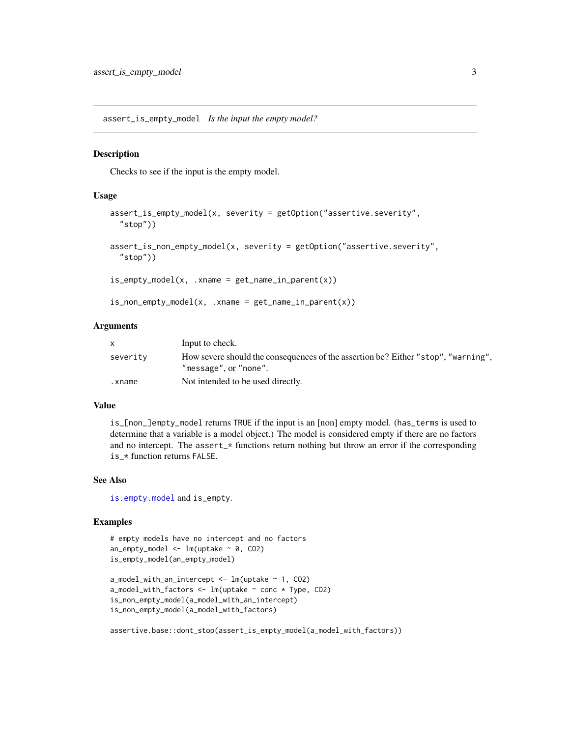## assert_is_empty_model *Is the input the empty model?*

### Description

Checks to see if the input is the empty model.

### Usage

```
assert_is_empty_model(x, severity = getOption("assertive.severity",
  "stop"))

assert_is_non_empty_model(x, severity = getOption("assertive.severity",
  "stop"))

is_empty_model(x, .xname = get_name_in_parent(x))

is_non_empty_model(x, .xname = get_name_in_parent(x))
```

### Arguments

| | |
|---|---|
| `x` | Input to check. |
| `severity` | How severe should the consequences of the assertion be? Either `"stop"`, `"warning"`, `"message"`, or `"none"`. |
| `.xname` | Not intended to be used directly. |

### Value

`is_[non_]empty_model` returns `TRUE` if the input is an [non] empty model. (`has_terms` is used to determine that a variable is a model object.) The model is considered empty if there are no factors and no intercept. The `assert_*` functions return nothing but throw an error if the corresponding `is_*` function returns `FALSE`.

### See Also

`is.empty.model` and `is_empty`.

### Examples

```
# empty models have no intercept and no factors
an_empty_model <- lm(uptake ~ 0, CO2)
is_empty_model(an_empty_model)

a_model_with_an_intercept <- lm(uptake ~ 1, CO2)
a_model_with_factors <- lm(uptake ~ conc * Type, CO2)
is_non_empty_model(a_model_with_an_intercept)
is_non_empty_model(a_model_with_factors)

assertive.base::dont_stop(assert_is_empty_model(a_model_with_factors))
```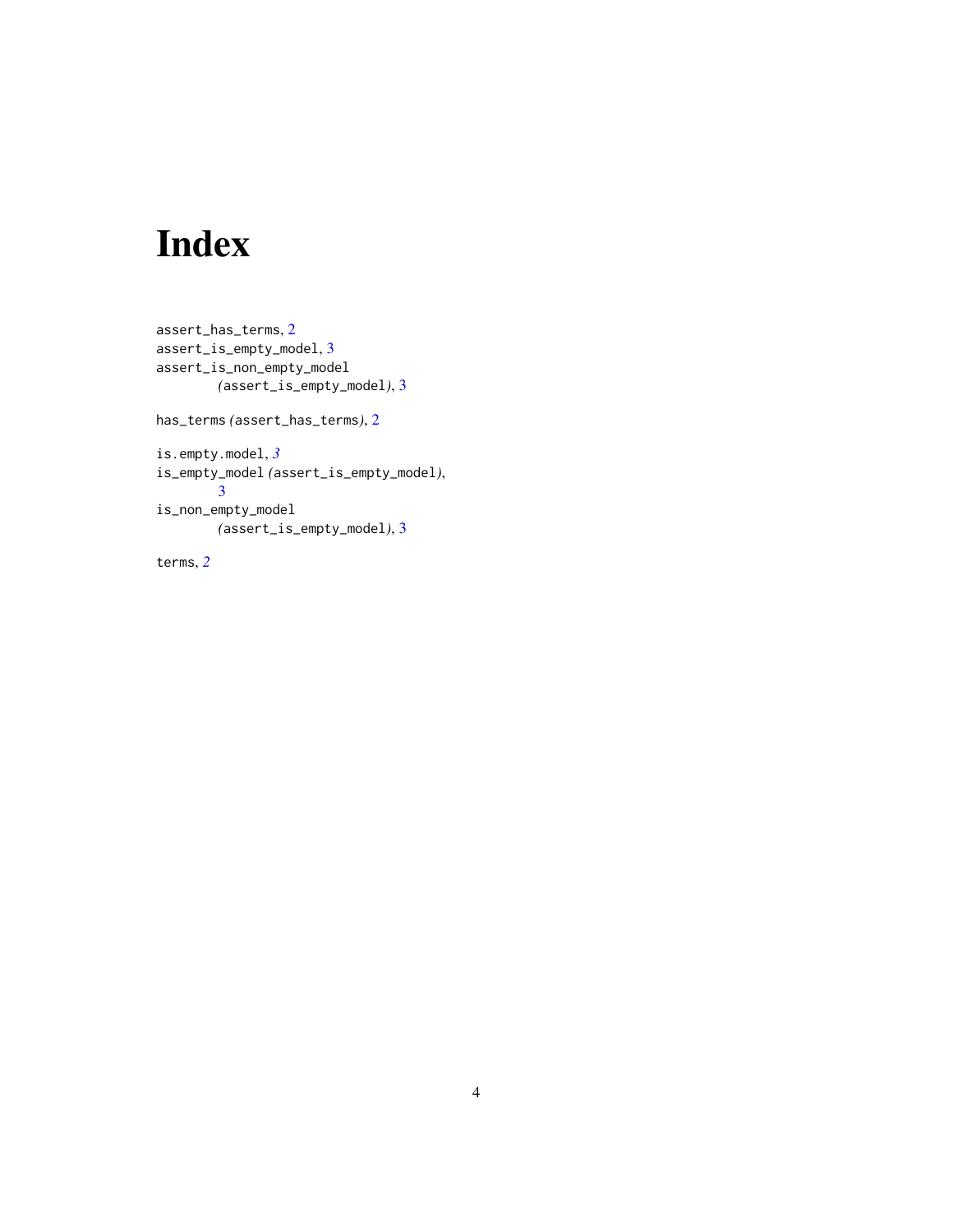# Index

assert_has_terms, 2
assert_is_empty_model, 3
assert_is_non_empty_model
        *(*assert_is_empty_model*)*, 3

has_terms *(*assert_has_terms*)*, 2

is.empty.model, *3*
is_empty_model *(*assert_is_empty_model*)*,
        3
is_non_empty_model
        *(*assert_is_empty_model*)*, 3

terms, *2*